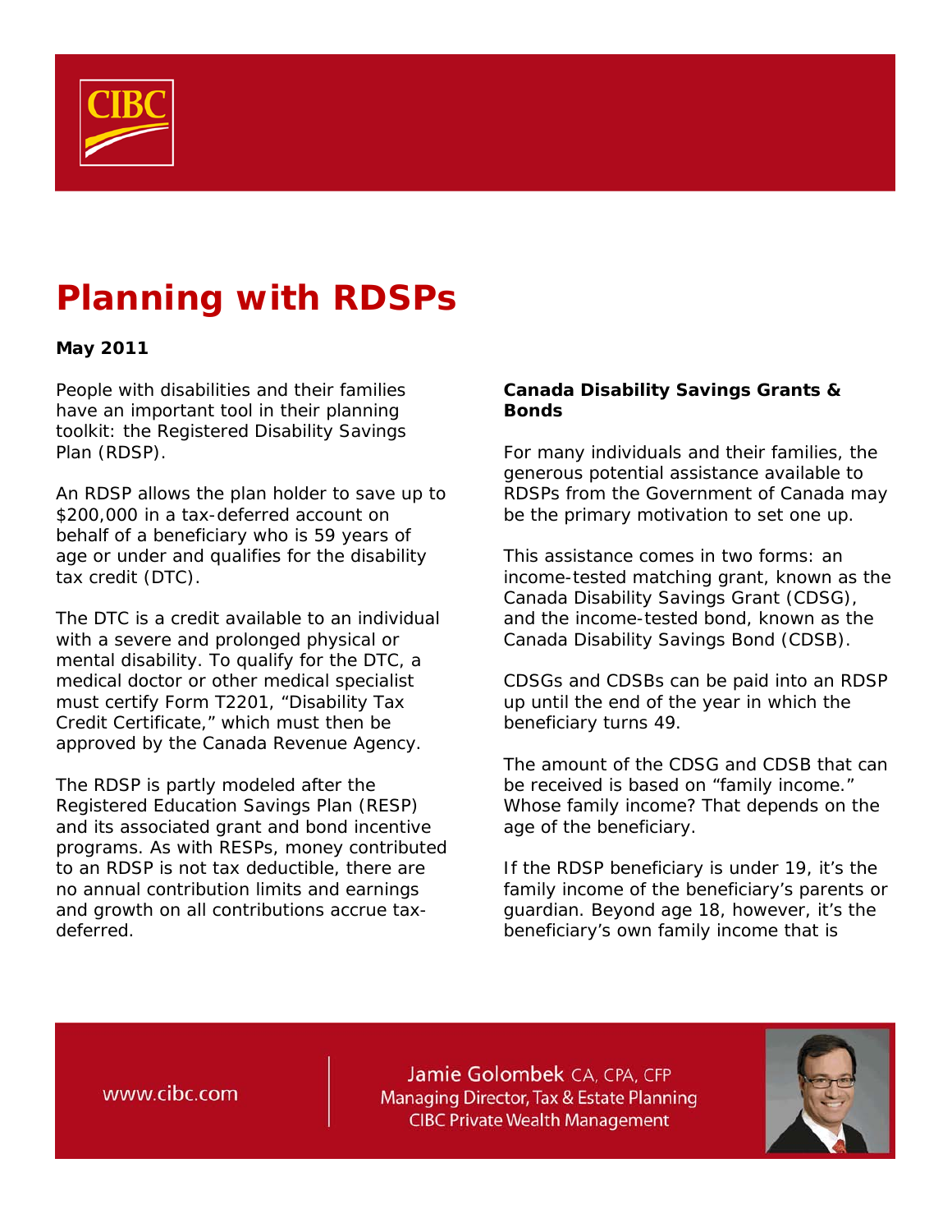# Planning with RDSPs

**May 2011**

People with disabilities and their families have an important tool in their planning toolkit: the Registered Disability Savings Plan (RDSP).

An RDSP allows the plan holder to save up to $200,000 in a tax-deferred account on behalf of a beneficiary who is 59 years of age or under and qualifies for the disability tax credit (DTC).

The DTC is a credit available to an individual with a severe and prolonged physical or mental disability. To qualify for the DTC, a medical doctor or other medical specialist must certify Form T2201, "Disability Tax Credit Certificate," which must then be approved by the Canada Revenue Agency.

The RDSP is partly modeled after the Registered Education Savings Plan (RESP) and its associated grant and bond incentive programs. As with RESPs, money contributed to an RDSP is not tax deductible, there are no annual contribution limits and earnings and growth on all contributions accrue tax-deferred.

## Canada Disability Savings Grants & Bonds

For many individuals and their families, the generous potential assistance available to RDSPs from the Government of Canada may be the primary motivation to set one up.

This assistance comes in two forms: an income-tested matching grant, known as the Canada Disability Savings Grant (CDSG), and the income-tested bond, known as the Canada Disability Savings Bond (CDSB).

CDSGs and CDSBs can be paid into an RDSP up until the end of the year in which the beneficiary turns 49.

The amount of the CDSG and CDSB that can be received is based on "family income." Whose family income? That depends on the age of the beneficiary.

If the RDSP beneficiary is under 19, it's the family income of the beneficiary's parents or guardian. Beyond age 18, however, it's the beneficiary's own family income that is

www.cibc.com

Jamie Golombek CA, CPA, CFP
Managing Director, Tax & Estate Planning
CIBC Private Wealth Management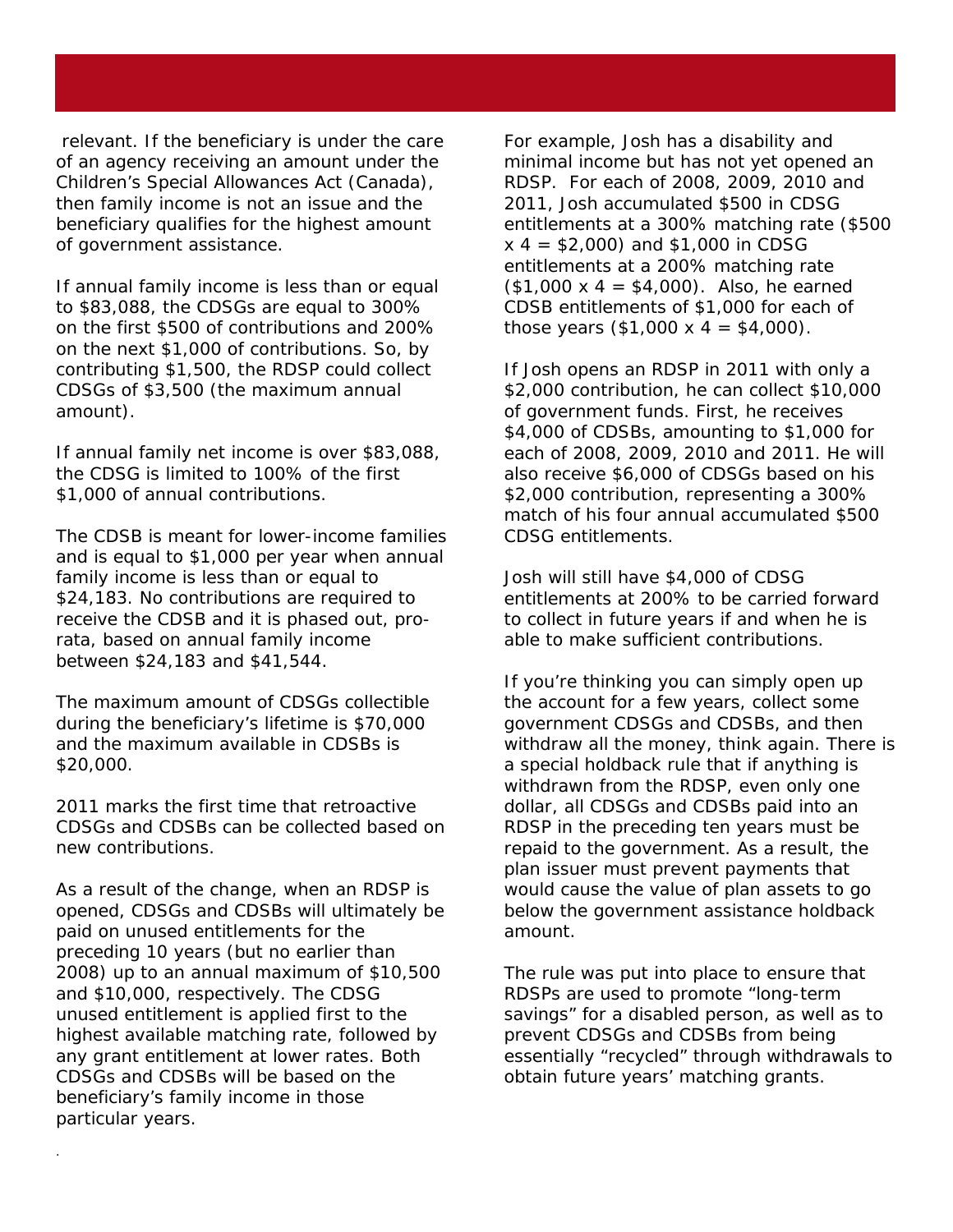relevant. If the beneficiary is under the care of an agency receiving an amount under the Children's Special Allowances Act (Canada), then family income is not an issue and the beneficiary qualifies for the highest amount of government assistance.

If annual family income is less than or equal to $83,088, the CDSGs are equal to 300% on the first $500 of contributions and 200% on the next $1,000 of contributions. So, by contributing $1,500, the RDSP could collect CDSGs of $3,500 (the maximum annual amount).

If annual family net income is over $83,088, the CDSG is limited to 100% of the first $1,000 of annual contributions.

The CDSB is meant for lower-income families and is equal to $1,000 per year when annual family income is less than or equal to $24,183. No contributions are required to receive the CDSB and it is phased out, pro-rata, based on annual family income between $24,183 and $41,544.

The maximum amount of CDSGs collectible during the beneficiary's lifetime is $70,000 and the maximum available in CDSBs is $20,000.

2011 marks the first time that retroactive CDSGs and CDSBs can be collected based on new contributions.

As a result of the change, when an RDSP is opened, CDSGs and CDSBs will ultimately be paid on unused entitlements for the preceding 10 years (but no earlier than 2008) up to an annual maximum of $10,500 and $10,000, respectively. The CDSG unused entitlement is applied first to the highest available matching rate, followed by any grant entitlement at lower rates. Both CDSGs and CDSBs will be based on the beneficiary's family income in those particular years.

For example, Josh has a disability and minimal income but has not yet opened an RDSP. For each of 2008, 2009, 2010 and 2011, Josh accumulated $500 in CDSG entitlements at a 300% matching rate ($500 x 4 = $2,000) and $1,000 in CDSG entitlements at a 200% matching rate ($1,000 x 4 = $4,000). Also, he earned CDSB entitlements of $1,000 for each of those years ($1,000 x 4 = $4,000).

If Josh opens an RDSP in 2011 with only a $2,000 contribution, he can collect $10,000 of government funds. First, he receives $4,000 of CDSBs, amounting to $1,000 for each of 2008, 2009, 2010 and 2011. He will also receive $6,000 of CDSGs based on his $2,000 contribution, representing a 300% match of his four annual accumulated $500 CDSG entitlements.

Josh will still have $4,000 of CDSG entitlements at 200% to be carried forward to collect in future years if and when he is able to make sufficient contributions.

If you're thinking you can simply open up the account for a few years, collect some government CDSGs and CDSBs, and then withdraw all the money, think again. There is a special holdback rule that if anything is withdrawn from the RDSP, even only one dollar, all CDSGs and CDSBs paid into an RDSP in the preceding ten years must be repaid to the government. As a result, the plan issuer must prevent payments that would cause the value of plan assets to go below the government assistance holdback amount.

The rule was put into place to ensure that RDSPs are used to promote "long-term savings" for a disabled person, as well as to prevent CDSGs and CDSBs from being essentially "recycled" through withdrawals to obtain future years' matching grants.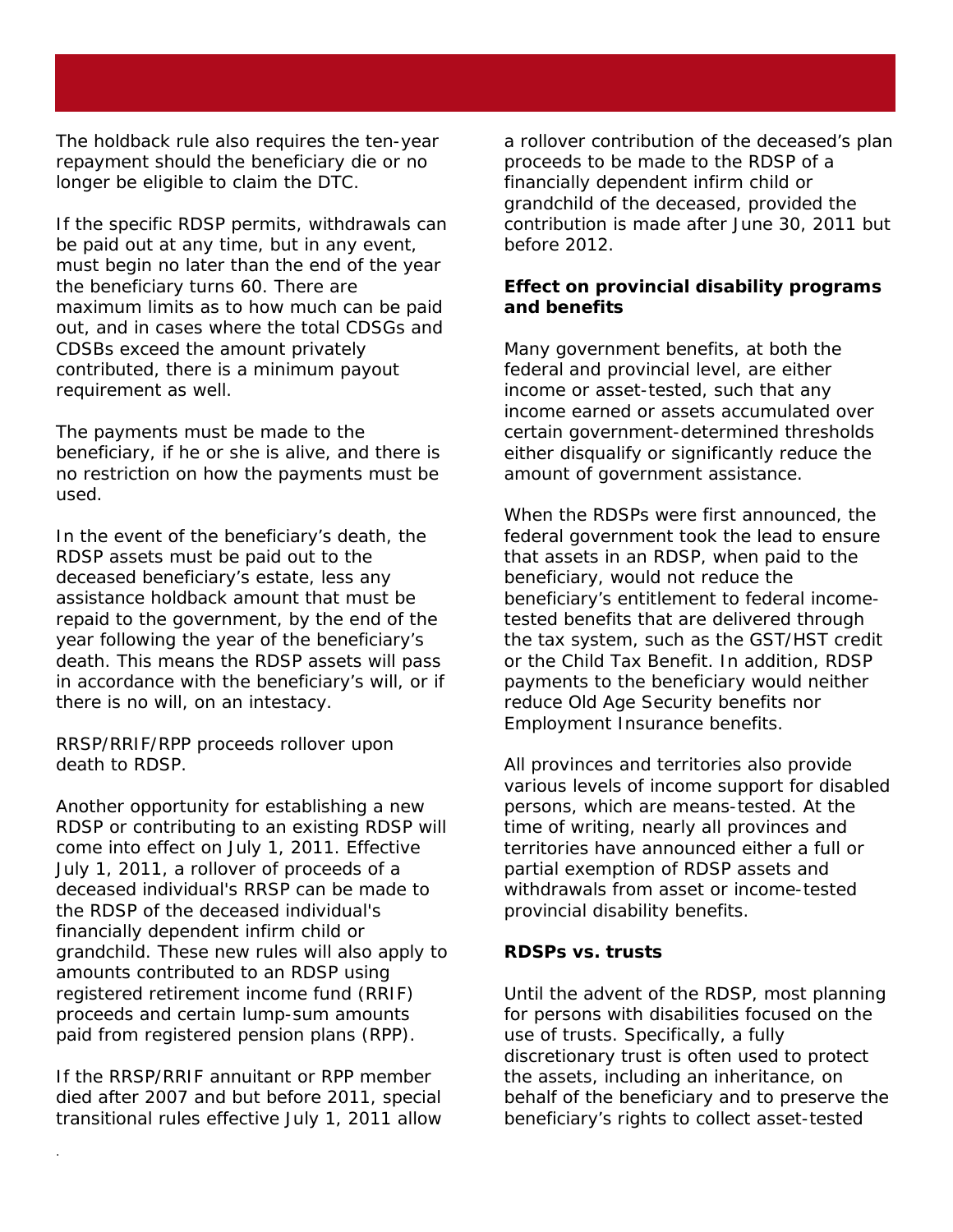The holdback rule also requires the ten-year repayment should the beneficiary die or no longer be eligible to claim the DTC.

If the specific RDSP permits, withdrawals can be paid out at any time, but in any event, must begin no later than the end of the year the beneficiary turns 60. There are maximum limits as to how much can be paid out, and in cases where the total CDSGs and CDSBs exceed the amount privately contributed, there is a minimum payout requirement as well.

The payments must be made to the beneficiary, if he or she is alive, and there is no restriction on how the payments must be used.

In the event of the beneficiary's death, the RDSP assets must be paid out to the deceased beneficiary's estate, less any assistance holdback amount that must be repaid to the government, by the end of the year following the year of the beneficiary's death. This means the RDSP assets will pass in accordance with the beneficiary's will, or if there is no will, on an intestacy.

RRSP/RRIF/RPP proceeds rollover upon death to RDSP.

Another opportunity for establishing a new RDSP or contributing to an existing RDSP will come into effect on July 1, 2011. Effective July 1, 2011, a rollover of proceeds of a deceased individual's RRSP can be made to the RDSP of the deceased individual's financially dependent infirm child or grandchild. These new rules will also apply to amounts contributed to an RDSP using registered retirement income fund (RRIF) proceeds and certain lump-sum amounts paid from registered pension plans (RPP).

If the RRSP/RRIF annuitant or RPP member died after 2007 and but before 2011, special transitional rules effective July 1, 2011 allow a rollover contribution of the deceased's plan proceeds to be made to the RDSP of a financially dependent infirm child or grandchild of the deceased, provided the contribution is made after June 30, 2011 but before 2012.

**Effect on provincial disability programs and benefits**

Many government benefits, at both the federal and provincial level, are either income or asset-tested, such that any income earned or assets accumulated over certain government-determined thresholds either disqualify or significantly reduce the amount of government assistance.

When the RDSPs were first announced, the federal government took the lead to ensure that assets in an RDSP, when paid to the beneficiary, would not reduce the beneficiary's entitlement to federal income-tested benefits that are delivered through the tax system, such as the GST/HST credit or the Child Tax Benefit. In addition, RDSP payments to the beneficiary would neither reduce Old Age Security benefits nor Employment Insurance benefits.

All provinces and territories also provide various levels of income support for disabled persons, which are means-tested. At the time of writing, nearly all provinces and territories have announced either a full or partial exemption of RDSP assets and withdrawals from asset or income-tested provincial disability benefits.

**RDSPs vs. trusts**

Until the advent of the RDSP, most planning for persons with disabilities focused on the use of trusts. Specifically, a fully discretionary trust is often used to protect the assets, including an inheritance, on behalf of the beneficiary and to preserve the beneficiary's rights to collect asset-tested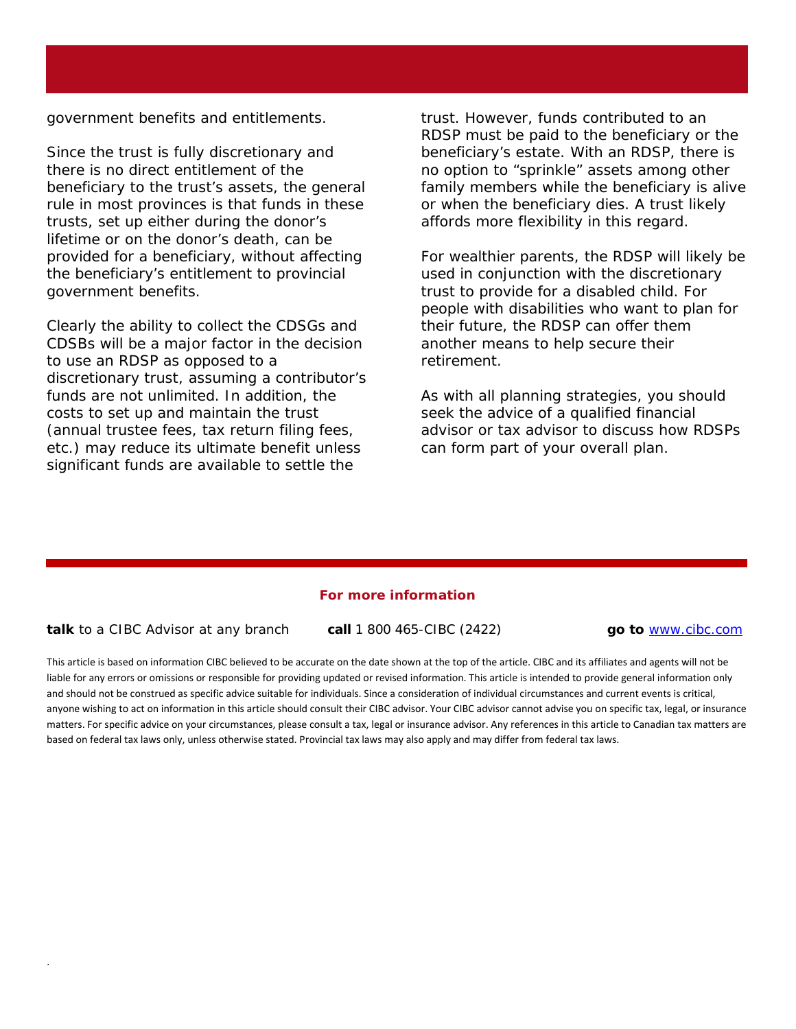government benefits and entitlements.

Since the trust is fully discretionary and there is no direct entitlement of the beneficiary to the trust's assets, the general rule in most provinces is that funds in these trusts, set up either during the donor's lifetime or on the donor's death, can be provided for a beneficiary, without affecting the beneficiary's entitlement to provincial government benefits.

Clearly the ability to collect the CDSGs and CDSBs will be a major factor in the decision to use an RDSP as opposed to a discretionary trust, assuming a contributor's funds are not unlimited. In addition, the costs to set up and maintain the trust (annual trustee fees, tax return filing fees, etc.) may reduce its ultimate benefit unless significant funds are available to settle the trust. However, funds contributed to an RDSP must be paid to the beneficiary or the beneficiary's estate. With an RDSP, there is no option to "sprinkle" assets among other family members while the beneficiary is alive or when the beneficiary dies. A trust likely affords more flexibility in this regard.

For wealthier parents, the RDSP will likely be used in conjunction with the discretionary trust to provide for a disabled child. For people with disabilities who want to plan for their future, the RDSP can offer them another means to help secure their retirement.

As with all planning strategies, you should seek the advice of a qualified financial advisor or tax advisor to discuss how RDSPs can form part of your overall plan.

**For more information**

**talk** to a CIBC Advisor at any branch **call** 1 800 465-CIBC (2422) **go to** www.cibc.com

This article is based on information CIBC believed to be accurate on the date shown at the top of the article. CIBC and its affiliates and agents will not be liable for any errors or omissions or responsible for providing updated or revised information. This article is intended to provide general information only and should not be construed as specific advice suitable for individuals. Since a consideration of individual circumstances and current events is critical, anyone wishing to act on information in this article should consult their CIBC advisor. Your CIBC advisor cannot advise you on specific tax, legal, or insurance matters. For specific advice on your circumstances, please consult a tax, legal or insurance advisor. Any references in this article to Canadian tax matters are based on federal tax laws only, unless otherwise stated. Provincial tax laws may also apply and may differ from federal tax laws.